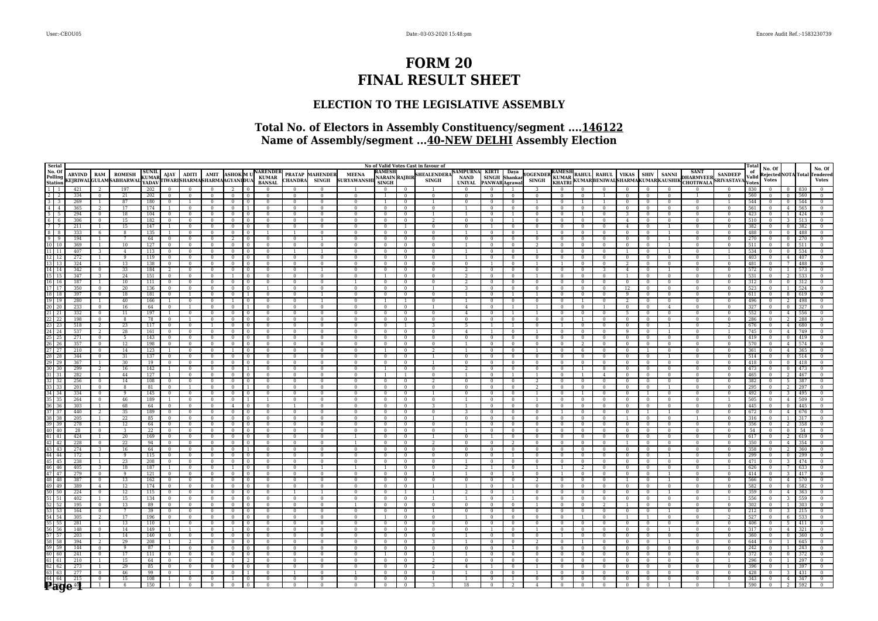# FORM 20
# FINAL RESULT SHEET

## ELECTION TO THE LEGISLATIVE ASSEMBLY

### Total No. of Electors in Assembly Constituency/segment ....146122
### Name of Assembly/segment ...40-NEW DELHI Assembly Election

| Serial No. Of Polling Station | | No of Valid Votes Cast in favour of | | | | | | | | | | | | | | | | | | | | | | | | | | | | Total of Valid Votes | No. Of Rejected Votes | NOTA | Total | No. Of Tendered Votes |
|---|---|---|---|---|---|---|---|---|---|---|---|---|---|---|---|---|---|---|---|---|---|---|---|---|---|---|---|---|---|---|---|---|---|---|
| | | ARVIND KEJRIWAL | RAM GULAM | ROMESH SABHARWAL | SUNIL KUMAR YADAV | AJAY TIWARI | ADITI SHARMA | AMIT SHARMA | ASHOK AGYANI | M U DUA | NARENDER KUMAR BANSAL | PRATAP CHANDRA | MAHENDER SINGH | MEENA SURYAWANSHI | RAMESH NARAIN SINGH | RAJBIR | SHEALENDERA SINGH | SAMPURNA NAND UNIYAL | KIRTI SINGH PANWAR | Daya Shankar Agrawal | YOGENDER SINGH | RAMESH KUMAR KHATRI | RAHUL KUMAR | RAHUL BENIWAL | VIKAS SHARMA | SHIV KUMAR | SANNI KAUSHIK | SANT DHARMVEER CHOTIWALA | SANDEEP SRIVASTAVA | | | | | |
| 1 | 1 | 421 | 2 | 197 | 202 | 0 | 0 | 0 | 2 | 0 | 0 | 0 | 0 | 1 | 0 | 0 | 1 | 0 | 0 | 1 | 3 | 0 | 0 | 0 | 0 | 0 | 0 | 0 | 0 | 830 | 0 | 0 | 830 | 0 |
| 2 | 2 | 334 | 0 | 21 | 202 | 0 | 0 | 0 | 0 | 0 | 0 | 0 | 0 | 0 | 1 | 0 | 0 | 0 | 0 | 0 | 0 | 0 | 0 | 1 | 0 | 0 | 0 | 1 | 0 | 560 | 0 | 0 | 560 | 0 |
| 3 | 3 | 269 | 1 | 87 | 180 | 0 | 1 | 0 | 0 | 0 | 0 | 0 | 0 | 0 | 1 | 0 | 1 | 0 | 0 | 0 | 1 | 0 | 1 | 1 | 0 | 0 | 0 | 0 | 1 | 544 | 0 | 0 | 544 | 0 |
| 4 | 4 | 365 | 2 | 17 | 174 | 1 | 0 | 0 | 0 | 1 | 0 | 0 | 0 | 0 | 0 | 0 | 0 | 1 | 0 | 0 | 0 | 0 | 0 | 0 | 0 | 0 | 0 | 0 | 0 | 561 | 0 | 4 | 565 | 0 |
| 5 | 5 | 294 | 0 | 18 | 104 | 0 | 0 | 0 | 0 | 0 | 0 | 0 | 0 | 0 | 0 | 0 | 1 | 1 | 0 | 1 | 0 | 0 | 1 | 0 | 3 | 0 | 0 | 0 | 0 | 423 | 0 | 1 | 424 | 0 |
| 6 | 6 | 306 | 0 | 15 | 182 | 0 | 0 | 0 | 0 | 0 | 0 | 0 | 0 | 0 | 0 | 0 | 2 | 0 | 0 | 1 | 0 | 0 | 0 | 0 | 4 | 0 | 0 | 0 | 0 | 510 | 0 | 3 | 513 | 0 |
| 7 | 7 | 211 | 1 | 15 | 147 | 1 | 0 | 0 | 0 | 0 | 0 | 0 | 0 | 0 | 0 | 1 | 0 | 0 | 1 | 0 | 0 | 0 | 0 | 0 | 4 | 0 | 1 | 0 | 0 | 382 | 0 | 0 | 382 | 0 |
| 8 | 8 | 333 | 6 | 8 | 135 | 1 | 0 | 0 | 0 | 0 | 1 | 1 | 0 | 0 | 0 | 0 | 0 | 1 | 0 | 0 | 1 | 0 | 0 | 0 | 0 | 0 | 1 | 0 | 0 | 488 | 0 | 0 | 488 | 0 |
| 9 | 9 | 194 | 1 | 7 | 64 | 0 | 0 | 0 | 2 | 0 | 0 | 0 | 1 | 0 | 0 | 0 | 0 | 0 | 0 | 0 | 0 | 0 | 0 | 0 | 0 | 0 | 1 | 0 | 0 | 270 | 0 | 0 | 270 | 0 |
| 10 | 10 | 369 | 1 | 10 | 127 | 0 | 0 | 0 | 0 | 0 | 0 | 0 | 0 | 0 | 0 | 0 | 0 | 1 | 0 | 0 | 2 | 0 | 0 | 0 | 0 | 0 | 1 | 0 | 0 | 511 | 0 | 0 | 511 | 0 |
| 11 | 11 | 407 | 3 | 4 | 113 | 0 | 0 | 0 | 0 | 0 | 0 | 1 | 1 | 0 | 0 | 0 | 0 | 1 | 0 | 0 | 1 | 0 | 0 | 0 | 1 | 0 | 1 | 0 | 1 | 534 | 0 | 0 | 534 | 0 |
| 12 | 12 | 272 | 1 | 9 | 119 | 0 | 0 | 0 | 0 | 0 | 0 | 0 | 0 | 0 | 0 | 0 | 0 | 1 | 0 | 0 | 0 | 0 | 0 | 0 | 0 | 0 | 0 | 0 | 1 | 403 | 0 | 4 | 407 | 0 |
| 13 | 13 | 324 | 1 | 13 | 138 | 0 | 0 | 0 | 0 | 0 | 0 | 0 | 0 | 0 | 0 | 0 | 0 | 0 | 1 | 0 | 1 | 1 | 0 | 0 | 2 | 0 | 0 | 0 | 0 | 481 | 0 | 7 | 488 | 0 |
| 14 | 14 | 342 | 0 | 33 | 184 | 2 | 0 | 0 | 0 | 0 | 0 | 0 | 1 | 0 | 0 | 0 | 0 | 2 | 0 | 0 | 0 | 0 | 0 | 3 | 4 | 0 | 1 | 0 | 0 | 572 | 0 | 1 | 573 | 0 |
| 15 | 15 | 347 | 3 | 24 | 151 | 0 | 0 | 0 | 1 | 0 | 0 | 0 | 0 | 0 | 1 | 0 | 0 | 2 | 0 | 0 | 1 | 0 | 0 | 0 | 1 | 0 | 0 | 0 | 0 | 531 | 0 | 2 | 533 | 0 |
| 16 | 16 | 187 | 1 | 10 | 111 | 0 | 0 | 0 | 0 | 0 | 0 | 0 | 0 | 1 | 0 | 0 | 0 | 2 | 0 | 0 | 0 | 0 | 0 | 0 | 0 | 0 | 0 | 0 | 0 | 312 | 0 | 0 | 312 | 0 |
| 17 | 17 | 350 | 0 | 20 | 136 | 0 | 0 | 0 | 0 | 0 | 1 | 0 | 0 | 0 | 0 | 0 | 1 | 3 | 0 | 0 | 0 | 0 | 0 | 0 | 12 | 0 | 0 | 0 | 0 | 523 | 0 | 1 | 524 | 0 |
| 18 | 18 | 397 | 0 | 18 | 181 | 0 | 1 | 0 | 0 | 1 | 0 | 0 | 1 | 0 | 0 | 0 | 0 | 1 | 0 | 1 | 1 | 0 | 0 | 0 | 9 | 0 | 0 | 0 | 0 | 611 | 0 | 8 | 619 | 0 |
| 19 | 19 | 280 | 1 | 40 | 166 | 1 | 0 | 0 | 1 | 0 | 0 | 0 | 1 | 0 | 1 | 1 | 0 | 1 | 0 | 0 | 0 | 0 | 1 | 0 | 2 | 0 | 0 | 0 | 0 | 496 | 0 | 2 | 498 | 0 |
| 20 | 20 | 233 | 0 | 16 | 64 | 0 | 1 | 0 | 0 | 1 | 0 | 0 | 0 | 0 | 0 | 0 | 1 | 4 | 0 | 1 | 1 | 0 | 0 | 1 | 0 | 0 | 4 | 0 | 0 | 327 | 0 | 0 | 327 | 0 |
| 21 | 21 | 332 | 0 | 11 | 197 | 1 | 0 | 0 | 0 | 0 | 0 | 0 | 0 | 0 | 0 | 0 | 0 | 4 | 0 | 1 | 1 | 0 | 0 | 0 | 5 | 0 | 0 | 0 | 0 | 552 | 0 | 4 | 556 | 0 |
| 22 | 22 | 198 | 0 | 8 | 78 | 0 | 1 | 0 | 0 | 0 | 0 | 0 | 0 | 0 | 0 | 0 | 0 | 0 | 0 | 0 | 0 | 0 | 1 | 0 | 0 | 0 | 0 | 0 | 0 | 286 | 0 | 2 | 288 | 0 |
| 23 | 23 | 518 | 2 | 23 | 117 | 0 | 0 | 1 | 0 | 0 | 0 | 0 | 0 | 0 | 0 | 1 | 3 | 5 | 1 | 1 | 0 | 1 | 0 | 0 | 0 | 0 | 1 | 0 | 2 | 676 | 0 | 4 | 680 | 0 |
| 24 | 24 | 537 | 2 | 28 | 161 | 0 | 0 | 0 | 0 | 0 | 0 | 0 | 0 | 0 | 0 | 0 | 0 | 4 | 1 | 0 | 1 | 0 | 0 | 0 | 9 | 0 | 1 | 0 | 1 | 745 | 0 | 4 | 749 | 0 |
| 25 | 25 | 271 | 0 | 5 | 143 | 0 | 0 | 0 | 0 | 0 | 0 | 0 | 0 | 0 | 0 | 0 | 0 | 0 | 0 | 0 | 0 | 0 | 0 | 0 | 0 | 0 | 0 | 0 | 0 | 419 | 0 | 0 | 419 | 0 |
| 26 | 26 | 357 | 0 | 12 | 198 | 0 | 0 | 0 | 0 | 0 | 0 | 0 | 0 | 0 | 0 | 0 | 0 | 1 | 0 | 0 | 0 | 0 | 2 | 0 | 0 | 0 | 0 | 0 | 0 | 570 | 0 | 4 | 574 | 0 |
| 27 | 27 | 210 | 0 | 14 | 123 | 1 | 0 | 0 | 1 | 0 | 0 | 0 | 0 | 0 | 1 | 0 | 2 | 1 | 0 | 0 | 1 | 0 | 6 | 0 | 0 | 1 | 0 | 0 | 0 | 361 | 0 | 4 | 365 | 0 |
| 28 | 28 | 344 | 0 | 31 | 137 | 0 | 0 | 0 | 0 | 0 | 0 | 0 | 0 | 0 | 0 | 0 | 1 | 0 | 0 | 0 | 0 | 0 | 0 | 0 | 0 | 0 | 1 | 0 | 0 | 514 | 0 | 0 | 514 | 0 |
| 29 | 29 | 367 | 1 | 30 | 19 | 0 | 0 | 0 | 0 | 0 | 0 | 0 | 0 | 0 | 0 | 0 | 1 | 0 | 0 | 0 | 0 | 0 | 0 | 0 | 0 | 0 | 0 | 0 | 0 | 418 | 0 | 0 | 418 | 0 |
| 30 | 30 | 299 | 2 | 16 | 142 | 1 | 0 | 0 | 0 | 1 | 0 | 0 | 0 | 0 | 1 | 0 | 0 | 2 | 0 | 0 | 0 | 0 | 1 | 8 | 0 | 0 | 0 | 0 | 0 | 473 | 0 | 0 | 473 | 0 |
| 31 | 31 | 282 | 1 | 44 | 127 | 1 | 0 | 0 | 0 | 0 | 0 | 0 | 0 | 0 | 1 | 1 | 0 | 1 | 0 | 1 | 1 | 0 | 1 | 4 | 0 | 0 | 0 | 0 | 0 | 465 | 0 | 2 | 467 | 0 |
| 32 | 32 | 256 | 0 | 14 | 108 | 0 | 0 | 0 | 0 | 0 | 0 | 0 | 0 | 0 | 0 | 0 | 2 | 0 | 0 | 0 | 2 | 0 | 0 | 0 | 0 | 0 | 0 | 0 | 0 | 382 | 0 | 5 | 387 | 0 |
| 33 | 33 | 201 | 0 | 8 | 81 | 0 | 1 | 0 | 0 | 1 | 0 | 0 | 0 | 0 | 0 | 0 | 0 | 0 | 0 | 0 | 2 | 0 | 0 | 0 | 0 | 0 | 1 | 0 | 0 | 295 | 0 | 2 | 297 | 0 |
| 34 | 34 | 334 | 0 | 9 | 145 | 0 | 0 | 0 | 0 | 0 | 0 | 0 | 0 | 0 | 0 | 0 | 1 | 0 | 0 | 0 | 1 | 0 | 1 | 0 | 0 | 1 | 0 | 0 | 0 | 492 | 0 | 3 | 495 | 0 |
| 35 | 35 | 264 | 0 | 46 | 189 | 1 | 0 | 0 | 0 | 1 | 1 | 0 | 0 | 0 | 0 | 0 | 0 | 1 | 0 | 1 | 0 | 0 | 0 | 0 | 0 | 0 | 0 | 0 | 1 | 505 | 0 | 4 | 509 | 0 |
| 36 | 36 | 303 | 1 | 68 | 64 | 0 | 0 | 0 | 4 | 0 | 0 | 1 | 0 | 0 | 0 | 0 | 3 | 1 | 0 | 0 | 0 | 0 | 0 | 0 | 0 | 0 | 0 | 0 | 0 | 445 | 0 | 0 | 445 | 0 |
| 37 | 37 | 440 | 2 | 35 | 189 | 0 | 0 | 0 | 0 | 0 | 0 | 0 | 0 | 0 | 0 | 0 | 0 | 3 | 0 | 0 | 0 | 1 | 0 | 0 | 0 | 1 | 1 | 0 | 0 | 672 | 0 | 4 | 676 | 0 |
| 38 | 38 | 205 | 1 | 22 | 85 | 0 | 0 | 0 | 0 | 0 | 0 | 0 | 0 | 0 | 0 | 0 | 1 | 0 | 0 | 0 | 0 | 0 | 0 | 0 | 1 | 0 | 0 | 1 | 0 | 316 | 0 | 1 | 317 | 0 |
| 39 | 39 | 278 | 1 | 12 | 64 | 0 | 0 | 0 | 0 | 0 | 0 | 0 | 0 | 0 | 0 | 0 | 0 | 1 | 0 | 0 | 0 | 0 | 0 | 0 | 0 | 0 | 0 | 0 | 0 | 356 | 0 | 2 | 358 | 0 |
| 40 | 40 | 28 | 0 | 3 | 22 | 0 | 0 | 0 | 0 | 0 | 0 | 0 | 0 | 0 | 0 | 0 | 0 | 1 | 0 | 0 | 0 | 0 | 0 | 0 | 0 | 0 | 0 | 0 | 0 | 54 | 0 | 0 | 54 | 0 |
| 41 | 41 | 424 | 1 | 20 | 169 | 0 | 0 | 0 | 0 | 0 | 0 | 0 | 0 | 1 | 0 | 0 | 1 | 0 | 1 | 0 | 0 | 0 | 0 | 0 | 0 | 0 | 0 | 0 | 0 | 617 | 0 | 2 | 619 | 0 |
| 42 | 42 | 228 | 0 | 22 | 94 | 0 | 0 | 0 | 0 | 0 | 0 | 0 | 0 | 1 | 0 | 0 | 2 | 0 | 0 | 2 | 0 | 0 | 0 | 0 | 1 | 0 | 0 | 0 | 0 | 350 | 0 | 4 | 354 | 0 |
| 43 | 43 | 274 | 3 | 16 | 64 | 0 | 0 | 0 | 0 | 1 | 0 | 0 | 0 | 0 | 0 | 0 | 0 | 0 | 0 | 0 | 0 | 0 | 0 | 0 | 0 | 0 | 0 | 0 | 0 | 358 | 0 | 2 | 360 | 0 |
| 44 | 44 | 172 | 1 | 9 | 115 | 0 | 0 | 0 | 0 | 0 | 0 | 0 | 0 | 0 | 0 | 0 | 0 | 0 | 0 | 1 | 0 | 0 | 0 | 0 | 0 | 0 | 1 | 0 | 0 | 299 | 0 | 0 | 299 | 0 |
| 45 | 45 | 238 | 1 | 23 | 208 | 0 | 0 | 0 | 0 | 0 | 0 | 0 | 0 | 0 | 0 | 0 | 0 | 1 | 0 | 0 | 0 | 0 | 0 | 0 | 0 | 0 | 0 | 0 | 0 | 471 | 0 | 3 | 474 | 0 |
| 46 | 46 | 405 | 3 | 18 | 187 | 1 | 0 | 0 | 1 | 0 | 0 | 0 | 1 | 1 | 1 | 0 | 0 | 2 | 1 | 0 | 1 | 1 | 2 | 0 | 0 | 0 | 0 | 0 | 1 | 626 | 0 | 7 | 633 | 0 |
| 47 | 47 | 279 | 0 | 9 | 121 | 0 | 0 | 0 | 0 | 0 | 0 | 0 | 0 | 0 | 0 | 0 | 1 | 1 | 0 | 1 | 0 | 1 | 0 | 0 | 0 | 0 | 1 | 0 | 0 | 414 | 0 | 3 | 417 | 0 |
| 48 | 48 | 387 | 0 | 13 | 162 | 0 | 0 | 0 | 0 | 0 | 0 | 0 | 0 | 0 | 0 | 0 | 0 | 0 | 0 | 0 | 2 | 0 | 0 | 0 | 1 | 0 | 1 | 0 | 0 | 566 | 0 | 4 | 570 | 0 |
| 49 | 49 | 389 | 4 | 12 | 174 | 0 | 0 | 0 | 0 | 0 | 0 | 0 | 0 | 0 | 0 | 0 | 1 | 1 | 0 | 1 | 0 | 0 | 0 | 0 | 0 | 0 | 0 | 0 | 0 | 582 | 0 | 0 | 582 | 0 |
| 50 | 50 | 224 | 0 | 12 | 115 | 0 | 0 | 0 | 0 | 0 | 0 | 1 | 1 | 0 | 0 | 1 | 1 | 2 | 0 | 1 | 0 | 0 | 0 | 0 | 0 | 0 | 1 | 0 | 0 | 359 | 0 | 4 | 363 | 0 |
| 51 | 51 | 402 | 1 | 15 | 134 | 0 | 0 | 0 | 0 | 0 | 0 | 0 | 0 | 0 | 0 | 0 | 1 | 1 | 0 | 1 | 0 | 0 | 0 | 0 | 0 | 0 | 0 | 0 | 1 | 556 | 0 | 3 | 559 | 0 |
| 52 | 52 | 195 | 0 | 13 | 89 | 0 | 0 | 0 | 0 | 0 | 0 | 0 | 0 | 1 | 0 | 0 | 0 | 0 | 0 | 0 | 1 | 0 | 0 | 2 | 1 | 0 | 0 | 0 | 0 | 302 | 0 | 1 | 303 | 0 |
| 53 | 53 | 164 | 0 | 7 | 39 | 0 | 0 | 0 | 0 | 0 | 0 | 0 | 0 | 0 | 0 | 0 | 1 | 0 | 0 | 0 | 0 | 0 | 0 | 0 | 0 | 0 | 1 | 0 | 0 | 212 | 0 | 3 | 215 | 0 |
| 54 | 54 | 305 | 2 | 17 | 196 | 0 | 0 | 0 | 0 | 0 | 0 | 0 | 0 | 0 | 1 | 0 | 0 | 1 | 0 | 0 | 0 | 0 | 1 | 0 | 1 | 1 | 0 | 0 | 2 | 527 | 0 | 6 | 533 | 0 |
| 55 | 55 | 281 | 1 | 13 | 110 | 1 | 0 | 0 | 0 | 0 | 0 | 0 | 0 | 0 | 0 | 0 | 0 | 0 | 0 | 0 | 0 | 0 | 0 | 0 | 0 | 0 | 0 | 0 | 0 | 406 | 0 | 5 | 411 | 0 |
| 56 | 56 | 148 | 0 | 14 | 149 | 1 | 1 | 0 | 1 | 0 | 0 | 0 | 0 | 0 | 0 | 0 | 0 | 0 | 1 | 0 | 1 | 0 | 0 | 0 | 0 | 0 | 1 | 0 | 0 | 317 | 0 | 4 | 321 | 0 |
| 57 | 57 | 203 | 1 | 14 | 140 | 0 | 0 | 0 | 0 | 0 | 0 | 0 | 0 | 0 | 0 | 0 | 0 | 1 | 0 | 0 | 0 | 1 | 0 | 0 | 0 | 0 | 0 | 0 | 0 | 360 | 0 | 0 | 360 | 0 |
| 58 | 58 | 394 | 2 | 29 | 208 | 1 | 2 | 0 | 0 | 0 | 0 | 0 | 0 | 0 | 0 | 0 | 3 | 1 | 0 | 0 | 2 | 0 | 1 | 0 | 0 | 0 | 1 | 0 | 0 | 644 | 0 | 1 | 645 | 0 |
| 59 | 59 | 144 | 0 | 9 | 87 | 1 | 0 | 0 | 0 | 0 | 0 | 0 | 0 | 0 | 0 | 0 | 0 | 0 | 0 | 1 | 0 | 0 | 0 | 0 | 0 | 0 | 0 | 0 | 0 | 242 | 0 | 1 | 243 | 0 |
| 60 | 60 | 241 | 0 | 17 | 111 | 0 | 0 | 0 | 0 | 0 | 0 | 0 | 0 | 0 | 1 | 0 | 1 | 1 | 0 | 0 | 0 | 0 | 0 | 0 | 0 | 0 | 0 | 0 | 0 | 372 | 0 | 0 | 372 | 0 |
| 61 | 61 | 210 | 1 | 15 | 64 | 0 | 0 | 0 | 1 | 2 | 0 | 0 | 0 | 0 | 0 | 0 | 2 | 0 | 0 | 0 | 0 | 0 | 0 | 0 | 0 | 0 | 0 | 0 | 1 | 296 | 0 | 1 | 297 | 0 |
| 62 | 62 | 273 | 1 | 29 | 85 | 0 | 0 | 0 | 0 | 0 | 0 | 0 | 0 | 0 | 0 | 0 | 2 | 4 | 1 | 0 | 1 | 0 | 0 | 0 | 0 | 0 | 0 | 0 | 0 | 396 | 0 | 1 | 397 | 0 |
| 63 | 63 | 277 | 0 | 46 | 99 | 0 | 0 | 1 | 0 | 1 | 0 | 1 | 0 | 1 | 0 | 0 | 0 | 1 | 0 | 0 | 0 | 0 | 0 | 0 | 0 | 0 | 1 | 0 | 0 | 428 | 0 | 3 | 431 | 0 |
| 64 | 64 | 215 | 0 | 15 | 108 | 1 | 0 | 0 | 1 | 0 | 0 | 0 | 0 | 0 | 0 | 0 | 1 | 1 | 0 | 1 | 0 | 0 | 0 | 0 | 0 | 0 | 0 | 0 | 0 | 343 | 0 | 4 | 347 | 0 |
| 65 | 65 | 403 | 1 | 6 | 150 | 1 | 0 | 0 | 0 | 0 | 0 | 0 | 0 | 0 | 0 | 0 | 3 | 18 | 0 | 2 | 4 | 0 | 0 | 0 | 0 | 0 | 1 | 0 | 1 | 590 | 0 | 2 | 592 | 0 |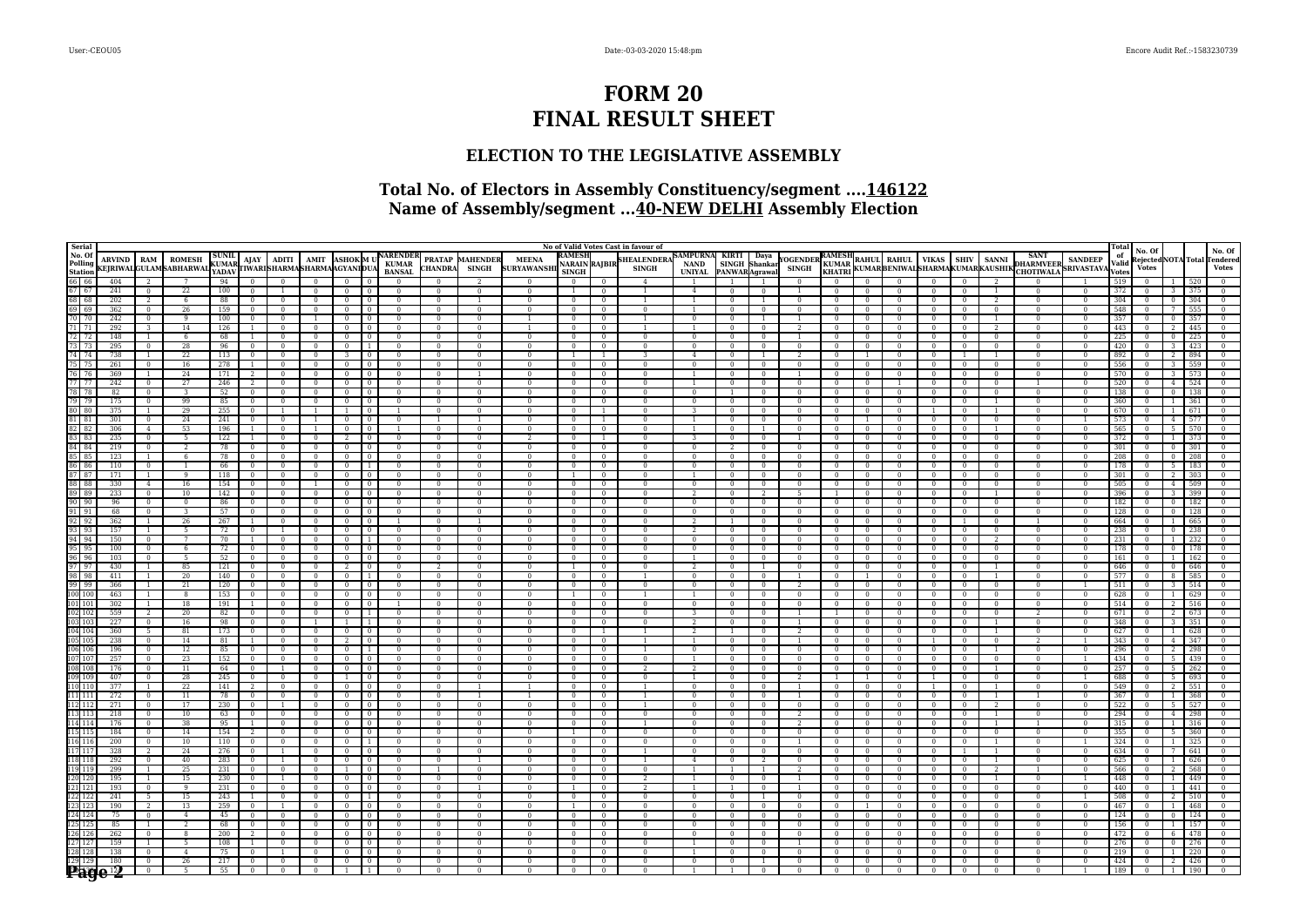# FORM 20
# FINAL RESULT SHEET

### ELECTION TO THE LEGISLATIVE ASSEMBLY

### Total No. of Electors in Assembly Constituency/segment ....146122
### Name of Assembly/segment ...40-NEW DELHI Assembly Election

| Serial No. Of Polling Station | | No of Valid Votes Cast in favour of | | | | | | | | | | | | | | | | | | | | | | | | | | | Total of Valid Votes | No. Of Rejected Votes | NOTA | Total | No. Of Tendered Votes |
|---|---|---|---|---|---|---|---|---|---|---|---|---|---|---|---|---|---|---|---|---|---|---|---|---|---|---|---|---|---|---|---|---|---|
| | | ARVIND KEJRIWAL | RAM GULAM | ROMESH SABHARWAL | SUNIL KUMAR YADAV | AJAY TIWARI | ADITI SHARMA | AMIT SHARMA | ASHOK AGYANI | M U DUA | NARENDER KUMAR BANSAL | PRATAP CHANDRA | MAHENDER SINGH | MEENA SURYAWANSHI | RAMESH NARAIN SINGH | RAJBIR | SHEALENDERA SINGH | SAMPURNA NAND UNIYAL | KIRTI SINGH PANWAR | Daya Shankar Agrawal | YOGENDER SINGH | RAMESH KUMAR KHATRI | RAHUL KUMAR | RAHUL BENIWAL | VIKAS SHARMA | SHIV KUMAR | SANNI KAUSHIK | SANT DHARMVEER CHOTIWALA | SANDEEP SRIVASTAVA | | | | | |
| 66 | 66 | 404 | 2 | 7 | 94 | 0 | 0 | 0 | 0 | 0 | 0 | 0 | 2 | 0 | 0 | 0 | 4 | 1 | 1 | 1 | 0 | 0 | 0 | 0 | 0 | 0 | 2 | 0 | 1 | 519 | 0 | 1 | 520 | 0 |
| 67 | 67 | 241 | 0 | 22 | 100 | 0 | 1 | 0 | 0 | 0 | 0 | 0 | 0 | 0 | 1 | 0 | 1 | 4 | 0 | 0 | 1 | 0 | 0 | 0 | 0 | 0 | 1 | 0 | 0 | 372 | 0 | 3 | 375 | 0 |
| 68 | 68 | 202 | 2 | 6 | 88 | 0 | 0 | 0 | 0 | 0 | 0 | 0 | 1 | 0 | 0 | 0 | 1 | 1 | 0 | 1 | 0 | 0 | 0 | 0 | 0 | 0 | 2 | 0 | 0 | 304 | 0 | 0 | 304 | 0 |
| 69 | 69 | 362 | 0 | 26 | 159 | 0 | 0 | 0 | 0 | 0 | 0 | 0 | 0 | 0 | 0 | 0 | 0 | 1 | 0 | 0 | 0 | 0 | 0 | 0 | 0 | 0 | 0 | 0 | 0 | 548 | 0 | 7 | 555 | 0 |
| 70 | 70 | 242 | 0 | 9 | 100 | 0 | 0 | 1 | 0 | 0 | 0 | 0 | 0 | 1 | 0 | 0 | 1 | 0 | 0 | 1 | 1 | 0 | 0 | 0 | 0 | 0 | 1 | 0 | 0 | 357 | 0 | 0 | 357 | 0 |
| 71 | 71 | 292 | 3 | 14 | 126 | 1 | 0 | 0 | 0 | 0 | 0 | 0 | 0 | 1 | 0 | 0 | 1 | 1 | 0 | 0 | 2 | 0 | 0 | 0 | 0 | 0 | 2 | 0 | 0 | 443 | 0 | 2 | 445 | 0 |
| 72 | 72 | 148 | 1 | 6 | 68 | 1 | 0 | 0 | 0 | 0 | 0 | 0 | 0 | 0 | 0 | 0 | 0 | 0 | 0 | 0 | 1 | 0 | 0 | 0 | 0 | 0 | 0 | 0 | 0 | 225 | 0 | 0 | 225 | 0 |
| 73 | 73 | 295 | 0 | 28 | 96 | 0 | 0 | 0 | 0 | 1 | 0 | 0 | 0 | 0 | 0 | 0 | 0 | 0 | 0 | 0 | 0 | 0 | 0 | 0 | 0 | 0 | 0 | 0 | 0 | 420 | 0 | 3 | 423 | 0 |
| 74 | 74 | 738 | 1 | 22 | 113 | 0 | 0 | 0 | 3 | 0 | 0 | 0 | 0 | 0 | 1 | 1 | 3 | 4 | 0 | 1 | 2 | 0 | 1 | 0 | 0 | 1 | 1 | 0 | 0 | 892 | 0 | 2 | 894 | 0 |
| 75 | 75 | 261 | 0 | 16 | 278 | 1 | 0 | 0 | 0 | 0 | 0 | 0 | 0 | 0 | 0 | 0 | 0 | 0 | 0 | 0 | 0 | 0 | 0 | 0 | 0 | 0 | 0 | 0 | 0 | 556 | 0 | 3 | 559 | 0 |
| 76 | 76 | 369 | 1 | 24 | 171 | 2 | 0 | 0 | 0 | 0 | 0 | 0 | 1 | 0 | 0 | 0 | 0 | 1 | 0 | 0 | 1 | 0 | 0 | 0 | 0 | 0 | 0 | 0 | 0 | 570 | 0 | 3 | 573 | 0 |
| 77 | 77 | 242 | 0 | 27 | 246 | 2 | 0 | 0 | 0 | 0 | 0 | 0 | 0 | 0 | 0 | 0 | 0 | 1 | 0 | 0 | 0 | 0 | 0 | 1 | 0 | 0 | 0 | 1 | 0 | 520 | 0 | 4 | 524 | 0 |
| 78 | 78 | 82 | 0 | 3 | 52 | 0 | 0 | 0 | 0 | 0 | 0 | 0 | 0 | 0 | 0 | 0 | 0 | 0 | 1 | 0 | 0 | 0 | 0 | 0 | 0 | 0 | 0 | 0 | 0 | 138 | 0 | 0 | 138 | 0 |
| 79 | 79 | 175 | 0 | 99 | 85 | 0 | 0 | 0 | 0 | 0 | 0 | 0 | 0 | 0 | 0 | 0 | 0 | 0 | 0 | 0 | 0 | 0 | 0 | 0 | 0 | 0 | 1 | 0 | 0 | 360 | 0 | 1 | 361 | 0 |
| 80 | 80 | 375 | 1 | 29 | 255 | 0 | 1 | 1 | 1 | 0 | 1 | 0 | 0 | 0 | 0 | 1 | 0 | 3 | 0 | 0 | 0 | 0 | 0 | 0 | 1 | 0 | 1 | 0 | 0 | 670 | 0 | 1 | 671 | 0 |
| 81 | 81 | 301 | 0 | 24 | 241 | 0 | 0 | 1 | 0 | 0 | 0 | 1 | 1 | 0 | 0 | 1 | 0 | 1 | 0 | 0 | 0 | 0 | 1 | 0 | 0 | 0 | 0 | 0 | 1 | 573 | 0 | 4 | 577 | 0 |
| 82 | 82 | 306 | 4 | 53 | 196 | 1 | 0 | 1 | 0 | 1 | 1 | 0 | 0 | 0 | 0 | 0 | 0 | 1 | 0 | 1 | 0 | 0 | 0 | 0 | 0 | 0 | 1 | 0 | 0 | 565 | 0 | 5 | 570 | 0 |
| 83 | 83 | 235 | 0 | 5 | 122 | 1 | 0 | 0 | 2 | 0 | 0 | 0 | 0 | 2 | 0 | 1 | 0 | 3 | 0 | 0 | 0 | 0 | 0 | 0 | 0 | 0 | 0 | 1 | 0 | 372 | 0 | 1 | 373 | 0 |
| 84 | 84 | 219 | 0 | 2 | 78 | 0 | 0 | 0 | 0 | 0 | 0 | 0 | 0 | 0 | 0 | 0 | 0 | 0 | 2 | 0 | 0 | 0 | 0 | 0 | 0 | 0 | 0 | 0 | 0 | 301 | 0 | 0 | 301 | 0 |
| 85 | 85 | 123 | 1 | 6 | 78 | 0 | 0 | 0 | 0 | 0 | 0 | 0 | 0 | 0 | 0 | 0 | 0 | 0 | 0 | 0 | 0 | 0 | 0 | 0 | 0 | 0 | 0 | 0 | 0 | 208 | 0 | 0 | 208 | 0 |
| 86 | 86 | 110 | 0 | 1 | 66 | 0 | 0 | 0 | 0 | 1 | 0 | 0 | 0 | 0 | 0 | 0 | 0 | 0 | 0 | 0 | 0 | 0 | 0 | 0 | 0 | 0 | 0 | 0 | 0 | 178 | 0 | 5 | 183 | 0 |
| 87 | 87 | 171 | 1 | 9 | 118 | 0 | 0 | 0 | 0 | 0 | 0 | 0 | 0 | 0 | 1 | 0 | 0 | 1 | 0 | 0 | 0 | 0 | 0 | 0 | 0 | 0 | 0 | 0 | 0 | 301 | 0 | 2 | 303 | 0 |
| 88 | 88 | 330 | 4 | 16 | 154 | 0 | 0 | 1 | 0 | 0 | 0 | 0 | 0 | 0 | 0 | 0 | 0 | 0 | 0 | 0 | 0 | 0 | 0 | 0 | 0 | 0 | 0 | 0 | 0 | 505 | 0 | 4 | 509 | 0 |
| 89 | 89 | 233 | 0 | 10 | 142 | 0 | 0 | 0 | 0 | 0 | 0 | 0 | 0 | 0 | 0 | 0 | 0 | 2 | 0 | 2 | 5 | 1 | 0 | 0 | 0 | 0 | 1 | 0 | 0 | 396 | 0 | 3 | 399 | 0 |
| 90 | 90 | 96 | 0 | 0 | 86 | 0 | 0 | 0 | 0 | 0 | 0 | 0 | 0 | 0 | 0 | 0 | 0 | 0 | 0 | 0 | 0 | 0 | 0 | 0 | 0 | 0 | 0 | 0 | 0 | 182 | 0 | 0 | 182 | 0 |
| 91 | 91 | 68 | 0 | 3 | 57 | 0 | 0 | 0 | 0 | 0 | 0 | 0 | 0 | 0 | 0 | 0 | 0 | 0 | 0 | 0 | 0 | 0 | 0 | 0 | 0 | 0 | 0 | 0 | 0 | 128 | 0 | 0 | 128 | 0 |
| 92 | 92 | 362 | 1 | 26 | 267 | 1 | 0 | 0 | 0 | 0 | 1 | 0 | 1 | 0 | 0 | 0 | 0 | 2 | 1 | 0 | 0 | 0 | 0 | 0 | 0 | 1 | 0 | 1 | 0 | 664 | 0 | 1 | 665 | 0 |
| 93 | 93 | 157 | 1 | 5 | 72 | 0 | 1 | 0 | 0 | 0 | 0 | 0 | 0 | 0 | 0 | 0 | 0 | 2 | 0 | 0 | 0 | 0 | 0 | 0 | 0 | 0 | 0 | 0 | 0 | 238 | 0 | 0 | 238 | 0 |
| 94 | 94 | 150 | 0 | 7 | 70 | 1 | 0 | 0 | 0 | 1 | 0 | 0 | 0 | 0 | 0 | 0 | 0 | 0 | 0 | 0 | 0 | 0 | 0 | 0 | 0 | 0 | 2 | 0 | 0 | 231 | 0 | 1 | 232 | 0 |
| 95 | 95 | 100 | 0 | 6 | 72 | 0 | 0 | 0 | 0 | 0 | 0 | 0 | 0 | 0 | 0 | 0 | 0 | 0 | 0 | 0 | 0 | 0 | 0 | 0 | 0 | 0 | 0 | 0 | 0 | 178 | 0 | 0 | 178 | 0 |
| 96 | 96 | 103 | 0 | 5 | 52 | 0 | 0 | 0 | 0 | 0 | 0 | 0 | 0 | 0 | 0 | 0 | 0 | 1 | 0 | 0 | 0 | 0 | 0 | 0 | 0 | 0 | 0 | 0 | 0 | 161 | 0 | 1 | 162 | 0 |
| 97 | 97 | 430 | 1 | 85 | 121 | 0 | 0 | 0 | 2 | 0 | 0 | 2 | 0 | 0 | 1 | 0 | 0 | 2 | 0 | 1 | 0 | 0 | 0 | 0 | 0 | 0 | 1 | 0 | 0 | 646 | 0 | 0 | 646 | 0 |
| 98 | 98 | 411 | 1 | 20 | 140 | 0 | 0 | 0 | 0 | 1 | 0 | 0 | 0 | 0 | 0 | 0 | 1 | 0 | 0 | 0 | 1 | 0 | 1 | 0 | 0 | 0 | 1 | 0 | 0 | 577 | 0 | 8 | 585 | 0 |
| 99 | 99 | 366 | 1 | 21 | 120 | 0 | 0 | 0 | 0 | 0 | 0 | 0 | 0 | 0 | 0 | 0 | 0 | 0 | 0 | 0 | 0 | 0 | 0 | 0 | 0 | 0 | 0 | 0 | 1 | 511 | 0 | 3 | 514 | 0 |
| 100 | 100 | 463 | 1 | 8 | 153 | 0 | 0 | 0 | 0 | 0 | 0 | 0 | 0 | 0 | 1 | 0 | 1 | 1 | 0 | 0 | 0 | 0 | 0 | 0 | 0 | 0 | 0 | 0 | 0 | 628 | 0 | 1 | 629 | 0 |
| 101 | 101 | 302 | 1 | 18 | 191 | 1 | 0 | 0 | 0 | 0 | 1 | 0 | 0 | 0 | 0 | 0 | 0 | 0 | 0 | 0 | 0 | 0 | 0 | 0 | 0 | 0 | 0 | 0 | 0 | 514 | 0 | 2 | 516 | 0 |
| 102 | 102 | 559 | 2 | 20 | 82 | 0 | 0 | 0 | 0 | 1 | 0 | 0 | 0 | 0 | 0 | 0 | 0 | 3 | 0 | 0 | 1 | 1 | 0 | 0 | 0 | 0 | 0 | 2 | 0 | 671 | 0 | 2 | 673 | 0 |
| 103 | 103 | 227 | 0 | 16 | 98 | 0 | 0 | 1 | 1 | 1 | 0 | 0 | 0 | 0 | 0 | 0 | 0 | 2 | 0 | 0 | 0 | 0 | 0 | 0 | 0 | 0 | 1 | 0 | 0 | 348 | 0 | 3 | 351 | 0 |
| 104 | 104 | 360 | 5 | 81 | 173 | 0 | 0 | 0 | 0 | 0 | 0 | 0 | 0 | 0 | 0 | 1 | 1 | 2 | 1 | 0 | 2 | 0 | 0 | 0 | 0 | 0 | 1 | 0 | 0 | 627 | 0 | 1 | 628 | 0 |
| 105 | 105 | 238 | 0 | 14 | 81 | 1 | 0 | 0 | 2 | 0 | 0 | 0 | 0 | 0 | 0 | 0 | 1 | 1 | 0 | 0 | 1 | 0 | 0 | 0 | 1 | 0 | 0 | 2 | 1 | 343 | 0 | 4 | 347 | 0 |
| 106 | 106 | 196 | 0 | 12 | 85 | 0 | 0 | 0 | 0 | 1 | 0 | 0 | 0 | 0 | 0 | 0 | 1 | 0 | 0 | 0 | 0 | 0 | 0 | 0 | 0 | 0 | 1 | 0 | 0 | 296 | 0 | 2 | 298 | 0 |
| 107 | 107 | 257 | 0 | 23 | 152 | 0 | 0 | 0 | 0 | 0 | 0 | 0 | 0 | 0 | 0 | 0 | 0 | 1 | 0 | 0 | 0 | 0 | 0 | 0 | 0 | 0 | 0 | 0 | 1 | 434 | 0 | 5 | 439 | 0 |
| 108 | 108 | 176 | 0 | 11 | 64 | 0 | 1 | 0 | 0 | 0 | 0 | 0 | 0 | 0 | 0 | 0 | 2 | 2 | 0 | 0 | 0 | 0 | 0 | 0 | 0 | 0 | 1 | 0 | 0 | 257 | 0 | 5 | 262 | 0 |
| 109 | 109 | 407 | 0 | 28 | 245 | 0 | 0 | 0 | 1 | 0 | 0 | 0 | 0 | 0 | 0 | 0 | 0 | 1 | 0 | 0 | 2 | 1 | 1 | 0 | 1 | 0 | 0 | 0 | 1 | 688 | 0 | 5 | 693 | 0 |
| 110 | 110 | 377 | 1 | 22 | 141 | 2 | 0 | 0 | 0 | 0 | 0 | 0 | 1 | 1 | 0 | 0 | 1 | 0 | 0 | 0 | 1 | 0 | 0 | 0 | 1 | 0 | 1 | 0 | 1 | 549 | 0 | 2 | 551 | 0 |
| 111 | 111 | 272 | 0 | 11 | 78 | 0 | 0 | 0 | 0 | 0 | 0 | 0 | 1 | 1 | 0 | 0 | 1 | 0 | 0 | 0 | 1 | 0 | 0 | 0 | 0 | 0 | 1 | 1 | 0 | 367 | 0 | 1 | 368 | 0 |
| 112 | 112 | 271 | 0 | 17 | 230 | 0 | 1 | 0 | 0 | 0 | 0 | 0 | 0 | 0 | 0 | 0 | 1 | 0 | 0 | 0 | 0 | 0 | 0 | 0 | 0 | 0 | 2 | 0 | 0 | 522 | 0 | 5 | 527 | 0 |
| 113 | 113 | 218 | 0 | 10 | 63 | 0 | 0 | 0 | 0 | 0 | 0 | 0 | 0 | 0 | 0 | 0 | 0 | 0 | 0 | 0 | 2 | 0 | 0 | 0 | 0 | 0 | 1 | 0 | 0 | 294 | 0 | 4 | 298 | 0 |
| 114 | 114 | 176 | 0 | 38 | 95 | 1 | 0 | 0 | 0 | 0 | 0 | 0 | 0 | 0 | 0 | 0 | 1 | 0 | 0 | 0 | 2 | 0 | 0 | 0 | 0 | 0 | 1 | 1 | 0 | 315 | 0 | 1 | 316 | 0 |
| 115 | 115 | 184 | 0 | 14 | 154 | 2 | 0 | 0 | 0 | 0 | 0 | 0 | 0 | 0 | 1 | 0 | 0 | 0 | 0 | 0 | 0 | 0 | 0 | 0 | 0 | 0 | 0 | 0 | 0 | 355 | 0 | 5 | 360 | 0 |
| 116 | 116 | 200 | 0 | 10 | 110 | 0 | 0 | 0 | 0 | 1 | 0 | 0 | 0 | 0 | 0 | 0 | 0 | 0 | 0 | 0 | 1 | 0 | 0 | 0 | 0 | 0 | 1 | 0 | 1 | 324 | 0 | 1 | 325 | 0 |
| 117 | 117 | 328 | 2 | 24 | 276 | 0 | 1 | 0 | 0 | 0 | 0 | 0 | 0 | 0 | 0 | 0 | 1 | 0 | 0 | 0 | 0 | 0 | 0 | 0 | 0 | 1 | 1 | 0 | 0 | 634 | 0 | 7 | 641 | 0 |
| 118 | 118 | 292 | 0 | 40 | 283 | 0 | 1 | 0 | 0 | 0 | 0 | 0 | 1 | 0 | 0 | 0 | 1 | 4 | 0 | 2 | 0 | 0 | 0 | 0 | 0 | 0 | 1 | 0 | 0 | 625 | 0 | 1 | 626 | 0 |
| 119 | 119 | 299 | 1 | 25 | 231 | 0 | 0 | 0 | 1 | 0 | 0 | 1 | 0 | 0 | 0 | 0 | 0 | 1 | 1 | 1 | 2 | 0 | 0 | 0 | 0 | 0 | 2 | 1 | 0 | 566 | 0 | 2 | 568 | 0 |
| 120 | 120 | 195 | 1 | 15 | 230 | 0 | 1 | 0 | 0 | 0 | 0 | 0 | 0 | 0 | 0 | 0 | 2 | 1 | 0 | 0 | 1 | 0 | 0 | 0 | 0 | 0 | 1 | 0 | 1 | 448 | 0 | 1 | 449 | 0 |
| 121 | 121 | 193 | 0 | 9 | 231 | 0 | 0 | 0 | 0 | 0 | 0 | 0 | 1 | 0 | 1 | 0 | 2 | 1 | 1 | 0 | 1 | 0 | 0 | 0 | 0 | 0 | 0 | 0 | 0 | 440 | 0 | 1 | 441 | 0 |
| 122 | 122 | 241 | 5 | 15 | 243 | 1 | 0 | 0 | 0 | 1 | 0 | 0 | 0 | 0 | 0 | 0 | 0 | 0 | 0 | 1 | 0 | 0 | 0 | 0 | 0 | 0 | 0 | 0 | 1 | 508 | 0 | 2 | 510 | 0 |
| 123 | 123 | 190 | 2 | 13 | 259 | 0 | 1 | 0 | 0 | 0 | 0 | 0 | 0 | 0 | 1 | 0 | 0 | 0 | 0 | 0 | 0 | 0 | 1 | 0 | 0 | 0 | 0 | 0 | 0 | 467 | 0 | 1 | 468 | 0 |
| 124 | 124 | 75 | 0 | 4 | 45 | 0 | 0 | 0 | 0 | 0 | 0 | 0 | 0 | 0 | 0 | 0 | 0 | 0 | 0 | 0 | 0 | 0 | 0 | 0 | 0 | 0 | 0 | 0 | 0 | 124 | 0 | 0 | 124 | 0 |
| 125 | 125 | 85 | 1 | 2 | 68 | 0 | 0 | 0 | 0 | 0 | 0 | 0 | 0 | 0 | 0 | 0 | 0 | 0 | 0 | 0 | 0 | 0 | 0 | 0 | 0 | 0 | 0 | 0 | 0 | 156 | 0 | 1 | 157 | 0 |
| 126 | 126 | 262 | 0 | 8 | 200 | 2 | 0 | 0 | 0 | 0 | 0 | 0 | 0 | 0 | 0 | 0 | 0 | 0 | 0 | 0 | 0 | 0 | 0 | 0 | 0 | 0 | 0 | 0 | 0 | 472 | 0 | 6 | 478 | 0 |
| 127 | 127 | 159 | 1 | 5 | 108 | 1 | 0 | 0 | 0 | 0 | 0 | 0 | 0 | 0 | 0 | 0 | 0 | 1 | 0 | 0 | 1 | 0 | 0 | 0 | 0 | 0 | 0 | 0 | 0 | 276 | 0 | 0 | 276 | 0 |
| 128 | 128 | 138 | 0 | 4 | 75 | 0 | 1 | 0 | 0 | 0 | 0 | 0 | 0 | 0 | 0 | 0 | 0 | 1 | 0 | 0 | 0 | 0 | 0 | 0 | 0 | 0 | 0 | 0 | 0 | 219 | 0 | 1 | 220 | 0 |
| 129 | 129 | 180 | 0 | 26 | 217 | 0 | 0 | 0 | 0 | 0 | 0 | 0 | 0 | 0 | 0 | 0 | 0 | 0 | 0 | 1 | 0 | 0 | 0 | 0 | 0 | 0 | 0 | 0 | 0 | 424 | 0 | 2 | 426 | 0 |
| 130 | 130 | 122 | 0 | 5 | 55 | 0 | 0 | 0 | 1 | 1 | 0 | 0 | 0 | 0 | 0 | 0 | 0 | 1 | 1 | 0 | 0 | 0 | 0 | 0 | 0 | 0 | 0 | 0 | 1 | 189 | 0 | 1 | 190 | 0 |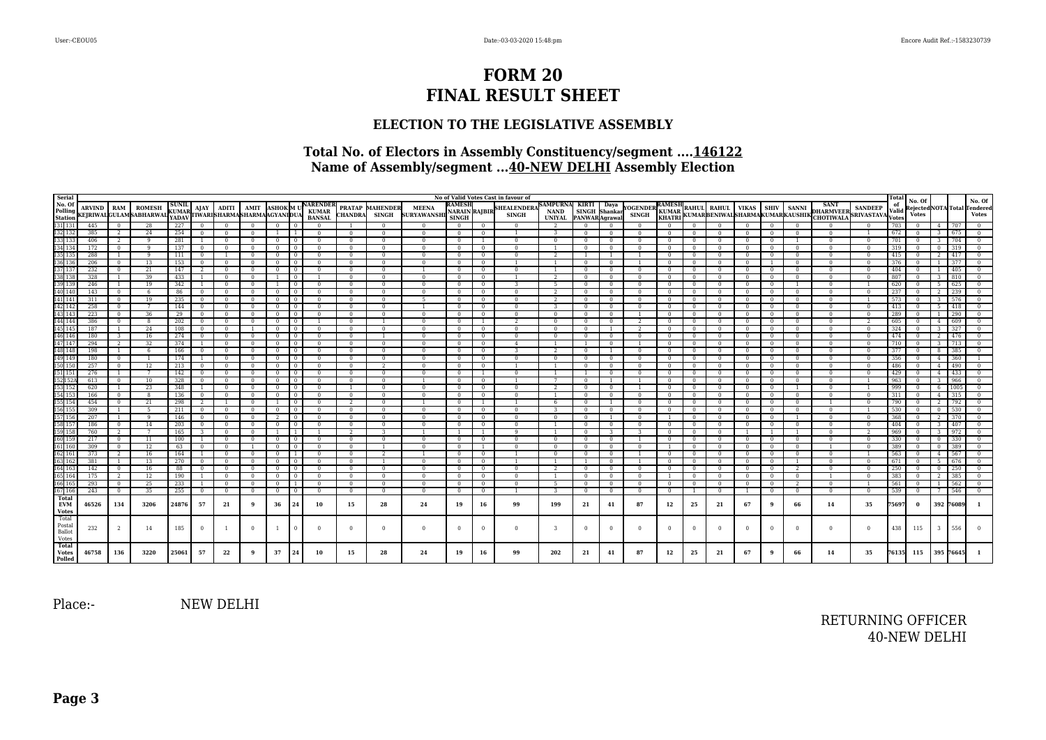# FORM 20
# FINAL RESULT SHEET

## ELECTION TO THE LEGISLATIVE ASSEMBLY

### Total No. of Electors in Assembly Constituency/segment ....146122
### Name of Assembly/segment ...40-NEW DELHI Assembly Election

| Serial No. Of Polling Station | No of Valid Votes Cast in favour of | | | | | | | | | | | | | | | | | | | | | | | | | | | | Total of Valid Votes | No. Of Rejected Votes | NOTA | Total | No. Of Tendered Votes |
|---|---|---|---|---|---|---|---|---|---|---|---|---|---|---|---|---|---|---|---|---|---|---|---|---|---|---|---|---|---|---|---|---|---|
| | ARVIND KEJRIWAL | RAM GULAM | ROMESH SABHARWAL | SUNIL KUMAR YADAV | AJAY TIWARI | ADITI SHARMA | AMIT SHARMA | ASHOK AGYANI | M U DUA | NARENDER KUMAR BANSAL | PRATAP CHANDRA | MAHENDER SINGH | MEENA SURYAWANSHI | RAMESH NARAIN SINGH | RAJBIR | SHEALENDRA SINGH | SAMPURNA NAND UNIYAL | KIRTI SINGH PANWAR | Daya Shankar Agrawal | YOGENDER SINGH | RAMESH KUMAR KHATRI | RAHUL KUMAR | RAHUL BENIWAL | VIKAS SHARMA | SHIV KUMAR | SANNI KAUSHIK | SANT DHARMVEER CHOTIWALA | SANDEEP SRIVASTAVA | | | | | |
| 131 131 | 445 | 0 | 28 | 227 | 0 | 0 | 0 | 0 | 0 | 0 | 1 | 0 | 0 | 0 | 0 | 0 | 2 | 0 | 0 | 0 | 0 | 0 | 0 | 0 | 0 | 0 | 0 | 0 | 703 | 0 | 4 | 707 | 0 |
| 132 132 | 385 | 2 | 24 | 254 | 0 | 0 | 0 | 1 | 1 | 0 | 0 | 0 | 0 | 0 | 0 | 0 | 3 | 0 | 0 | 0 | 0 | 0 | 0 | 0 | 0 | 0 | 0 | 1 | 672 | 0 | 3 | 675 | 0 |
| 133 133 | 406 | 2 | 9 | 281 | 1 | 0 | 0 | 0 | 0 | 0 | 0 | 0 | 0 | 0 | 1 | 0 | 0 | 0 | 0 | 0 | 0 | 0 | 0 | 0 | 0 | 1 | 0 | 0 | 701 | 0 | 3 | 704 | 0 |
| 134 134 | 172 | 0 | 9 | 137 | 0 | 0 | 0 | 0 | 0 | 0 | 0 | 0 | 0 | 0 | 0 | 0 | 1 | 0 | 0 | 0 | 0 | 0 | 0 | 0 | 0 | 0 | 0 | 0 | 319 | 0 | 0 | 319 | 0 |
| 135 135 | 288 | 1 | 9 | 111 | 0 | 1 | 0 | 0 | 0 | 0 | 0 | 0 | 0 | 0 | 0 | 0 | 2 | 1 | 1 | 1 | 0 | 0 | 0 | 0 | 0 | 0 | 0 | 0 | 415 | 0 | 2 | 417 | 0 |
| 136 136 | 206 | 0 | 13 | 153 | 0 | 0 | 0 | 0 | 0 | 0 | 0 | 0 | 0 | 0 | 0 | 1 | 1 | 0 | 0 | 1 | 0 | 0 | 0 | 0 | 1 | 0 | 0 | 0 | 376 | 0 | 1 | 377 | 0 |
| 137 137 | 232 | 0 | 21 | 147 | 2 | 0 | 0 | 0 | 0 | 0 | 0 | 0 | 1 | 0 | 0 | 0 | 1 | 0 | 0 | 0 | 0 | 0 | 0 | 0 | 0 | 0 | 0 | 0 | 404 | 0 | 1 | 405 | 0 |
| 138 138 | 328 | 1 | 39 | 433 | 1 | 0 | 0 | 1 | 0 | 1 | 0 | 0 | 0 | 0 | 0 | 1 | 2 | 0 | 0 | 0 | 0 | 0 | 0 | 0 | 0 | 0 | 0 | 0 | 807 | 0 | 3 | 810 | 0 |
| 139 139 | 246 | 1 | 19 | 342 | 1 | 0 | 0 | 1 | 0 | 0 | 0 | 0 | 0 | 0 | 0 | 3 | 5 | 0 | 0 | 0 | 0 | 0 | 0 | 0 | 0 | 1 | 0 | 1 | 620 | 0 | 5 | 625 | 0 |
| 140 140 | 143 | 0 | 6 | 86 | 0 | 0 | 0 | 0 | 0 | 0 | 0 | 0 | 0 | 0 | 0 | 0 | 2 | 0 | 0 | 0 | 0 | 0 | 0 | 0 | 0 | 0 | 0 | 0 | 237 | 0 | 2 | 239 | 0 |
| 141 141 | 311 | 0 | 19 | 235 | 0 | 0 | 0 | 0 | 0 | 0 | 0 | 0 | 5 | 0 | 0 | 0 | 2 | 0 | 0 | 0 | 0 | 0 | 0 | 0 | 0 | 0 | 0 | 1 | 573 | 0 | 3 | 576 | 0 |
| 142 142 | 258 | 0 | 7 | 144 | 0 | 0 | 0 | 0 | 0 | 0 | 0 | 0 | 1 | 0 | 0 | 0 | 3 | 0 | 0 | 0 | 0 | 0 | 0 | 0 | 0 | 0 | 0 | 0 | 413 | 0 | 5 | 418 | 0 |
| 143 143 | 223 | 0 | 36 | 29 | 0 | 0 | 0 | 0 | 0 | 0 | 0 | 0 | 0 | 0 | 0 | 0 | 0 | 0 | 1 | 0 | 0 | 0 | 0 | 0 | 0 | 0 | 0 | 0 | 289 | 0 | 1 | 290 | 0 |
| 144 144 | 386 | 0 | 8 | 202 | 0 | 0 | 0 | 0 | 0 | 1 | 0 | 1 | 0 | 0 | 1 | 2 | 0 | 0 | 0 | 2 | 0 | 0 | 0 | 0 | 0 | 0 | 0 | 2 | 605 | 0 | 4 | 609 | 0 |
| 145 145 | 187 | 1 | 24 | 108 | 0 | 0 | 1 | 0 | 0 | 0 | 0 | 0 | 0 | 0 | 0 | 0 | 0 | 0 | 1 | 2 | 0 | 0 | 0 | 0 | 0 | 0 | 0 | 0 | 324 | 0 | 3 | 327 | 0 |
| 146 146 | 180 | 3 | 16 | 274 | 0 | 0 | 0 | 0 | 0 | 0 | 0 | 1 | 0 | 0 | 0 | 0 | 0 | 0 | 0 | 0 | 0 | 0 | 0 | 0 | 0 | 0 | 0 | 0 | 474 | 0 | 2 | 476 | 0 |
| 147 147 | 294 | 2 | 32 | 374 | 1 | 0 | 0 | 0 | 0 | 0 | 0 | 0 | 0 | 0 | 0 | 4 | 1 | 1 | 0 | 1 | 0 | 0 | 0 | 0 | 0 | 0 | 0 | 0 | 710 | 0 | 3 | 713 | 0 |
| 148 148 | 198 | 1 | 6 | 166 | 0 | 0 | 0 | 0 | 0 | 0 | 0 | 0 | 0 | 0 | 0 | 3 | 2 | 0 | 1 | 0 | 0 | 0 | 0 | 0 | 0 | 0 | 0 | 0 | 377 | 0 | 8 | 385 | 0 |
| 149 149 | 180 | 0 | 1 | 174 | 1 | 0 | 0 | 0 | 0 | 0 | 0 | 0 | 0 | 0 | 0 | 0 | 0 | 0 | 0 | 0 | 0 | 0 | 0 | 0 | 0 | 0 | 0 | 0 | 356 | 0 | 4 | 360 | 1 |
| 150 150 | 257 | 0 | 12 | 213 | 0 | 0 | 0 | 0 | 0 | 0 | 0 | 2 | 0 | 0 | 0 | 1 | 1 | 0 | 0 | 0 | 0 | 0 | 0 | 0 | 0 | 0 | 0 | 0 | 486 | 0 | 4 | 490 | 0 |
| 151 151 | 276 | 1 | 7 | 142 | 0 | 0 | 0 | 0 | 0 | 0 | 0 | 0 | 0 | 0 | 1 | 0 | 1 | 1 | 0 | 0 | 0 | 0 | 0 | 0 | 0 | 0 | 0 | 0 | 429 | 0 | 4 | 433 | 0 |
| 152 152A | 613 | 0 | 10 | 328 | 0 | 0 | 0 | 0 | 0 | 0 | 0 | 0 | 1 | 0 | 0 | 1 | 7 | 0 | 1 | 1 | 0 | 0 | 0 | 0 | 0 | 0 | 0 | 1 | 963 | 0 | 3 | 966 | 0 |
| 153 152 | 620 | 1 | 23 | 348 | 1 | 0 | 0 | 0 | 0 | 0 | 1 | 0 | 0 | 0 | 0 | 0 | 2 | 0 | 0 | 1 | 0 | 0 | 0 | 0 | 0 | 1 | 0 | 1 | 999 | 0 | 6 | 1005 | 0 |
| 154 153 | 166 | 0 | 8 | 136 | 0 | 0 | 0 | 0 | 0 | 0 | 0 | 0 | 0 | 0 | 0 | 0 | 1 | 0 | 0 | 0 | 0 | 0 | 0 | 0 | 0 | 0 | 0 | 0 | 311 | 0 | 4 | 315 | 0 |
| 155 154 | 454 | 0 | 21 | 298 | 2 | 1 | 0 | 1 | 0 | 0 | 2 | 0 | 1 | 0 | 1 | 1 | 6 | 0 | 1 | 0 | 0 | 0 | 0 | 0 | 0 | 0 | 1 | 0 | 790 | 0 | 2 | 792 | 0 |
| 156 155 | 309 | 1 | 5 | 211 | 0 | 0 | 0 | 0 | 0 | 0 | 0 | 0 | 0 | 0 | 0 | 0 | 3 | 0 | 0 | 0 | 0 | 0 | 0 | 0 | 0 | 0 | 0 | 1 | 530 | 0 | 0 | 530 | 0 |
| 157 156 | 207 | 1 | 9 | 146 | 0 | 0 | 0 | 2 | 0 | 0 | 0 | 0 | 0 | 0 | 0 | 0 | 0 | 0 | 1 | 0 | 1 | 0 | 0 | 0 | 0 | 1 | 0 | 0 | 368 | 0 | 2 | 370 | 0 |
| 158 157 | 186 | 0 | 14 | 203 | 0 | 0 | 0 | 0 | 0 | 0 | 0 | 0 | 0 | 0 | 0 | 0 | 1 | 0 | 0 | 0 | 0 | 0 | 0 | 0 | 0 | 0 | 0 | 0 | 404 | 0 | 3 | 407 | 0 |
| 159 158 | 760 | 2 | 7 | 165 | 3 | 0 | 0 | 1 | 1 | 1 | 2 | 3 | 1 | 1 | 1 | 9 | 1 | 0 | 3 | 3 | 0 | 0 | 0 | 1 | 1 | 1 | 0 | 2 | 969 | 0 | 3 | 972 | 0 |
| 160 159 | 217 | 0 | 11 | 100 | 1 | 0 | 0 | 0 | 0 | 0 | 0 | 0 | 0 | 0 | 0 | 0 | 0 | 0 | 0 | 0 | 0 | 0 | 0 | 0 | 0 | 1 | 0 | 0 | 330 | 0 | 0 | 330 | 0 |
| 161 160 | 309 | 0 | 12 | 63 | 0 | 0 | 1 | 0 | 0 | 0 | 0 | 1 | 0 | 0 | 1 | 0 | 0 | 0 | 0 | 0 | 1 | 0 | 0 | 0 | 0 | 0 | 1 | 0 | 389 | 0 | 0 | 389 | 0 |
| 162 161 | 373 | 2 | 16 | 164 | 1 | 0 | 0 | 0 | 1 | 0 | 0 | 2 | 1 | 0 | 0 | 1 | 0 | 0 | 0 | 1 | 0 | 0 | 0 | 0 | 0 | 0 | 0 | 1 | 563 | 0 | 4 | 567 | 0 |
| 163 162 | 381 | 1 | 13 | 270 | 0 | 0 | 0 | 0 | 0 | 0 | 0 | 1 | 0 | 0 | 0 | 1 | 1 | 1 | 0 | 1 | 0 | 0 | 0 | 0 | 0 | 1 | 0 | 0 | 671 | 0 | 5 | 676 | 0 |
| 164 163 | 142 | 0 | 16 | 88 | 0 | 0 | 0 | 0 | 0 | 0 | 0 | 0 | 0 | 0 | 0 | 0 | 2 | 0 | 0 | 0 | 0 | 0 | 0 | 0 | 0 | 2 | 0 | 0 | 250 | 0 | 0 | 250 | 0 |
| 165 164 | 175 | 2 | 12 | 190 | 1 | 0 | 0 | 0 | 0 | 0 | 0 | 0 | 0 | 0 | 0 | 0 | 1 | 0 | 0 | 0 | 1 | 0 | 0 | 0 | 0 | 0 | 1 | 0 | 383 | 0 | 2 | 385 | 0 |
| 166 165 | 293 | 0 | 25 | 233 | 1 | 0 | 0 | 0 | 1 | 0 | 0 | 0 | 0 | 0 | 0 | 0 | 5 | 0 | 0 | 0 | 0 | 0 | 0 | 0 | 0 | 2 | 0 | 1 | 561 | 0 | 1 | 562 | 0 |
| 167 166 | 243 | 0 | 35 | 255 | 0 | 0 | 0 | 0 | 0 | 0 | 0 | 0 | 0 | 0 | 0 | 1 | 3 | 0 | 0 | 0 | 0 | 1 | 0 | 1 | 0 | 0 | 0 | 0 | 539 | 0 | 7 | 546 | 0 |
| **Total EVM Votes** | **46526** | **134** | **3206** | **24876** | **57** | **21** | **9** | **36** | **24** | **10** | **15** | **28** | **24** | **19** | **16** | **99** | **199** | **21** | **41** | **87** | **12** | **25** | **21** | **67** | **9** | **66** | **14** | **35** | **75697** | **0** | **392** | **76089** | **1** |
| Total Postal Ballot Votes | 232 | 2 | 14 | 185 | 0 | 1 | 0 | 1 | 0 | 0 | 0 | 0 | 0 | 0 | 0 | 0 | 3 | 0 | 0 | 0 | 0 | 0 | 0 | 0 | 0 | 0 | 0 | 0 | 438 | 115 | 3 | 556 | 0 |
| **Total Votes Polled** | **46758** | **136** | **3220** | **25061** | **57** | **22** | **9** | **37** | **24** | **10** | **15** | **28** | **24** | **19** | **16** | **99** | **202** | **21** | **41** | **87** | **12** | **25** | **21** | **67** | **9** | **66** | **14** | **35** | **76135** | **115** | **395** | **76645** | **1** |

Place:- NEW DELHI

RETURNING OFFICER
40-NEW DELHI